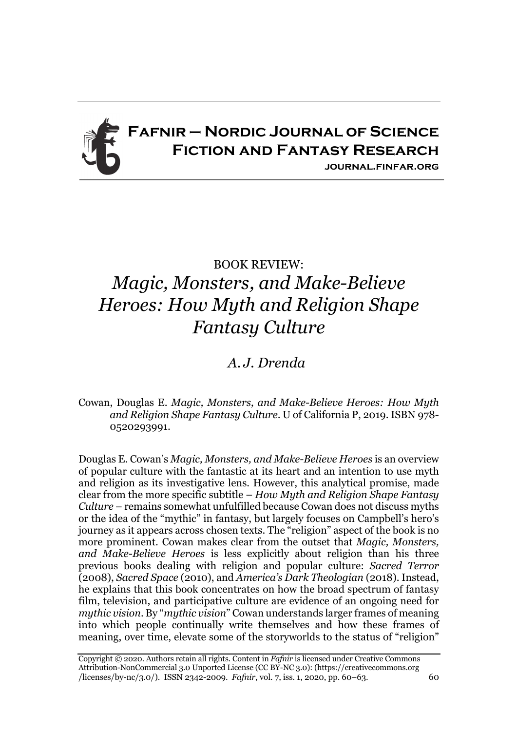# Fafnir – Nordic Journal of Science Fiction and Fantasy Research

journal.finfar.org

## BOOK REVIEW: *Magic, Monsters, and Make-Believe Heroes: How Myth and Religion Shape Fantasy Culture*

*A. J. Drenda*

Cowan, Douglas E. *Magic, Monsters, and Make-Believe Heroes: How Myth and Religion Shape Fantasy Culture*. U of California P, 2019. ISBN 978-0520293991.

Douglas E. Cowan's *Magic, Monsters, and Make-Believe Heroes* is an overview of popular culture with the fantastic at its heart and an intention to use myth and religion as its investigative lens. However, this analytical promise, made clear from the more specific subtitle – *How Myth and Religion Shape Fantasy Culture* – remains somewhat unfulfilled because Cowan does not discuss myths or the idea of the "mythic" in fantasy, but largely focuses on Campbell's hero's journey as it appears across chosen texts. The "religion" aspect of the book is no more prominent. Cowan makes clear from the outset that *Magic, Monsters, and Make-Believe Heroes* is less explicitly about religion than his three previous books dealing with religion and popular culture: *Sacred Terror* (2008), *Sacred Space* (2010), and *America's Dark Theologian* (2018). Instead, he explains that this book concentrates on how the broad spectrum of fantasy film, television, and participative culture are evidence of an ongoing need for *mythic vision*. By "*mythic vision*" Cowan understands larger frames of meaning into which people continually write themselves and how these frames of meaning, over time, elevate some of the storyworlds to the status of "religion"

Copyright © 2020. Authors retain all rights. Content in *Fafnir* is licensed under Creative Commons Attribution-NonCommercial 3.0 Unported License (CC BY-NC 3.0): (https://creativecommons.org/licenses/by-nc/3.0/). ISSN 2342-2009.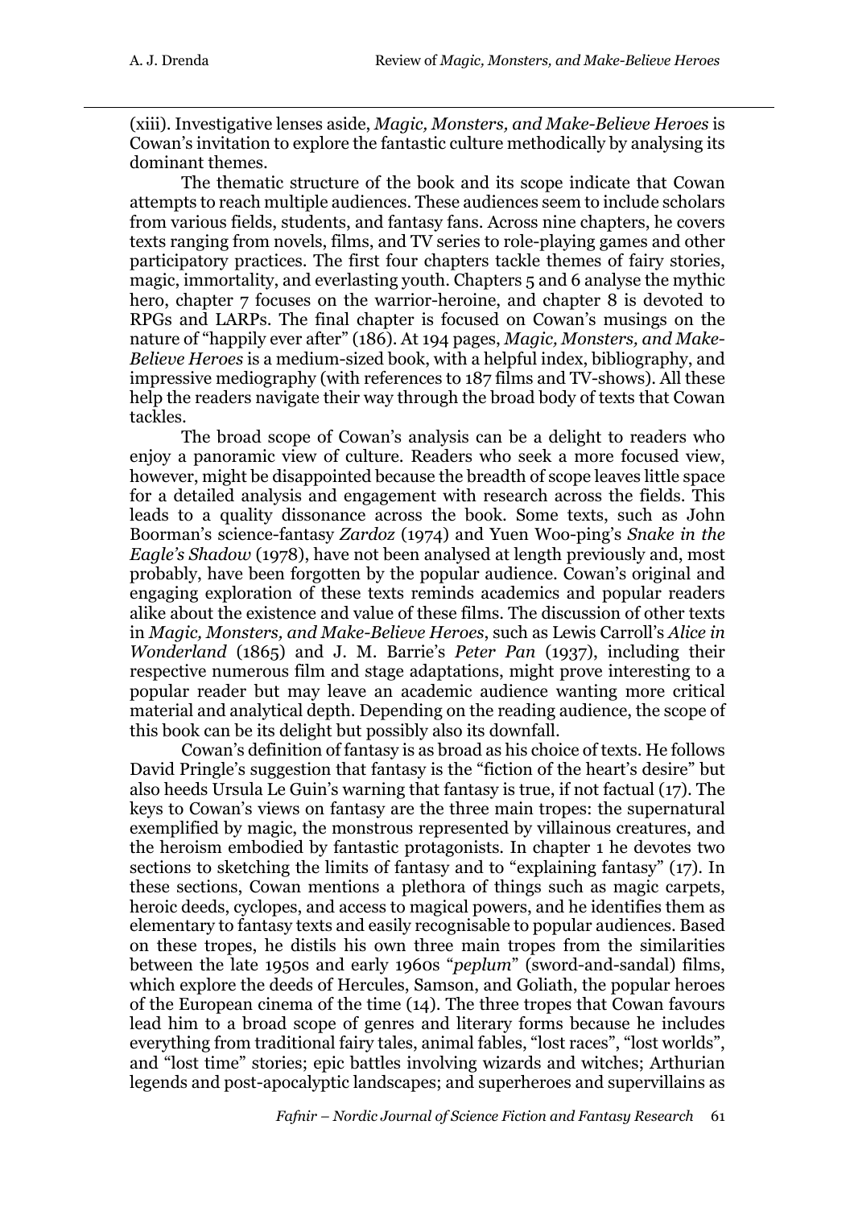(xiii). Investigative lenses aside, *Magic, Monsters, and Make-Believe Heroes* is Cowan's invitation to explore the fantastic culture methodically by analysing its dominant themes.

The thematic structure of the book and its scope indicate that Cowan attempts to reach multiple audiences. These audiences seem to include scholars from various fields, students, and fantasy fans. Across nine chapters, he covers texts ranging from novels, films, and TV series to role-playing games and other participatory practices. The first four chapters tackle themes of fairy stories, magic, immortality, and everlasting youth. Chapters 5 and 6 analyse the mythic hero, chapter 7 focuses on the warrior-heroine, and chapter 8 is devoted to RPGs and LARPs. The final chapter is focused on Cowan's musings on the nature of "happily ever after" (186). At 194 pages, *Magic, Monsters, and Make-Believe Heroes* is a medium-sized book, with a helpful index, bibliography, and impressive mediography (with references to 187 films and TV-shows). All these help the readers navigate their way through the broad body of texts that Cowan tackles.

The broad scope of Cowan's analysis can be a delight to readers who enjoy a panoramic view of culture. Readers who seek a more focused view, however, might be disappointed because the breadth of scope leaves little space for a detailed analysis and engagement with research across the fields. This leads to a quality dissonance across the book. Some texts, such as John Boorman's science-fantasy *Zardoz* (1974) and Yuen Woo-ping's *Snake in the Eagle's Shadow* (1978), have not been analysed at length previously and, most probably, have been forgotten by the popular audience. Cowan's original and engaging exploration of these texts reminds academics and popular readers alike about the existence and value of these films. The discussion of other texts in *Magic, Monsters, and Make-Believe Heroes*, such as Lewis Carroll's *Alice in Wonderland* (1865) and J. M. Barrie's *Peter Pan* (1937), including their respective numerous film and stage adaptations, might prove interesting to a popular reader but may leave an academic audience wanting more critical material and analytical depth. Depending on the reading audience, the scope of this book can be its delight but possibly also its downfall.

Cowan's definition of fantasy is as broad as his choice of texts. He follows David Pringle's suggestion that fantasy is the "fiction of the heart's desire" but also heeds Ursula Le Guin's warning that fantasy is true, if not factual (17). The keys to Cowan's views on fantasy are the three main tropes: the supernatural exemplified by magic, the monstrous represented by villainous creatures, and the heroism embodied by fantastic protagonists. In chapter 1 he devotes two sections to sketching the limits of fantasy and to "explaining fantasy" (17). In these sections, Cowan mentions a plethora of things such as magic carpets, heroic deeds, cyclopes, and access to magical powers, and he identifies them as elementary to fantasy texts and easily recognisable to popular audiences. Based on these tropes, he distils his own three main tropes from the similarities between the late 1950s and early 1960s "*peplum*" (sword-and-sandal) films, which explore the deeds of Hercules, Samson, and Goliath, the popular heroes of the European cinema of the time (14). The three tropes that Cowan favours lead him to a broad scope of genres and literary forms because he includes everything from traditional fairy tales, animal fables, "lost races", "lost worlds", and "lost time" stories; epic battles involving wizards and witches; Arthurian legends and post-apocalyptic landscapes; and superheroes and supervillains as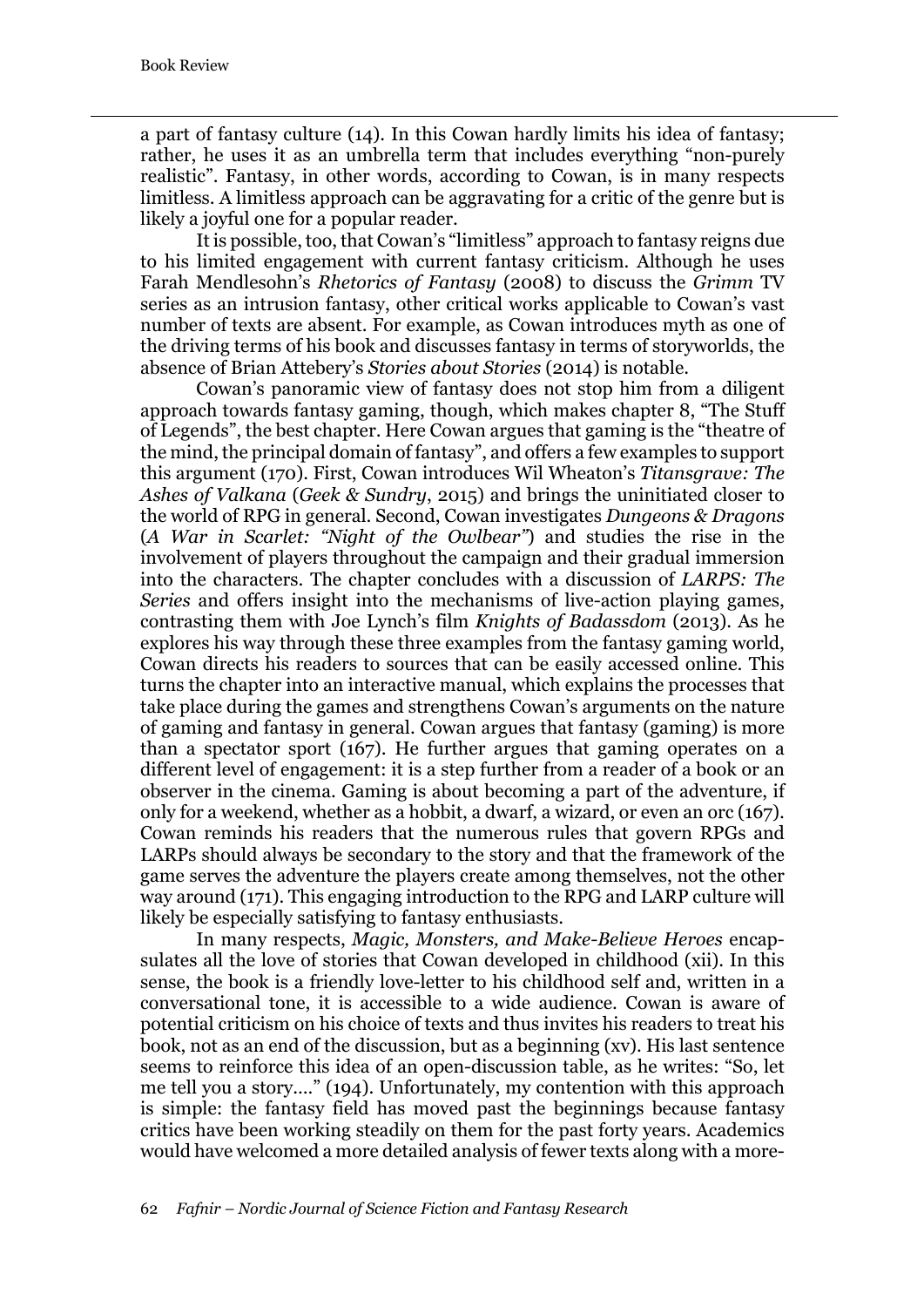a part of fantasy culture (14). In this Cowan hardly limits his idea of fantasy; rather, he uses it as an umbrella term that includes everything "non-purely realistic". Fantasy, in other words, according to Cowan, is in many respects limitless. A limitless approach can be aggravating for a critic of the genre but is likely a joyful one for a popular reader.

It is possible, too, that Cowan's "limitless" approach to fantasy reigns due to his limited engagement with current fantasy criticism. Although he uses Farah Mendlesohn's *Rhetorics of Fantasy* (2008) to discuss the *Grimm* TV series as an intrusion fantasy, other critical works applicable to Cowan's vast number of texts are absent. For example, as Cowan introduces myth as one of the driving terms of his book and discusses fantasy in terms of storyworlds, the absence of Brian Attebery's *Stories about Stories* (2014) is notable.

Cowan's panoramic view of fantasy does not stop him from a diligent approach towards fantasy gaming, though, which makes chapter 8, "The Stuff of Legends", the best chapter. Here Cowan argues that gaming is the "theatre of the mind, the principal domain of fantasy", and offers a few examples to support this argument (170). First, Cowan introduces Wil Wheaton's *Titansgrave: The Ashes of Valkana* (*Geek & Sundry*, 2015) and brings the uninitiated closer to the world of RPG in general. Second, Cowan investigates *Dungeons & Dragons* (*A War in Scarlet: "Night of the Owlbear"*) and studies the rise in the involvement of players throughout the campaign and their gradual immersion into the characters. The chapter concludes with a discussion of *LARPS: The Series* and offers insight into the mechanisms of live-action playing games, contrasting them with Joe Lynch's film *Knights of Badassdom* (2013). As he explores his way through these three examples from the fantasy gaming world, Cowan directs his readers to sources that can be easily accessed online. This turns the chapter into an interactive manual, which explains the processes that take place during the games and strengthens Cowan's arguments on the nature of gaming and fantasy in general. Cowan argues that fantasy (gaming) is more than a spectator sport (167). He further argues that gaming operates on a different level of engagement: it is a step further from a reader of a book or an observer in the cinema. Gaming is about becoming a part of the adventure, if only for a weekend, whether as a hobbit, a dwarf, a wizard, or even an orc (167). Cowan reminds his readers that the numerous rules that govern RPGs and LARPs should always be secondary to the story and that the framework of the game serves the adventure the players create among themselves, not the other way around (171). This engaging introduction to the RPG and LARP culture will likely be especially satisfying to fantasy enthusiasts.

In many respects, *Magic, Monsters, and Make-Believe Heroes* encapsulates all the love of stories that Cowan developed in childhood (xii). In this sense, the book is a friendly love-letter to his childhood self and, written in a conversational tone, it is accessible to a wide audience. Cowan is aware of potential criticism on his choice of texts and thus invites his readers to treat his book, not as an end of the discussion, but as a beginning (xv). His last sentence seems to reinforce this idea of an open-discussion table, as he writes: "So, let me tell you a story…." (194). Unfortunately, my contention with this approach is simple: the fantasy field has moved past the beginnings because fantasy critics have been working steadily on them for the past forty years. Academics would have welcomed a more detailed analysis of fewer texts along with a more-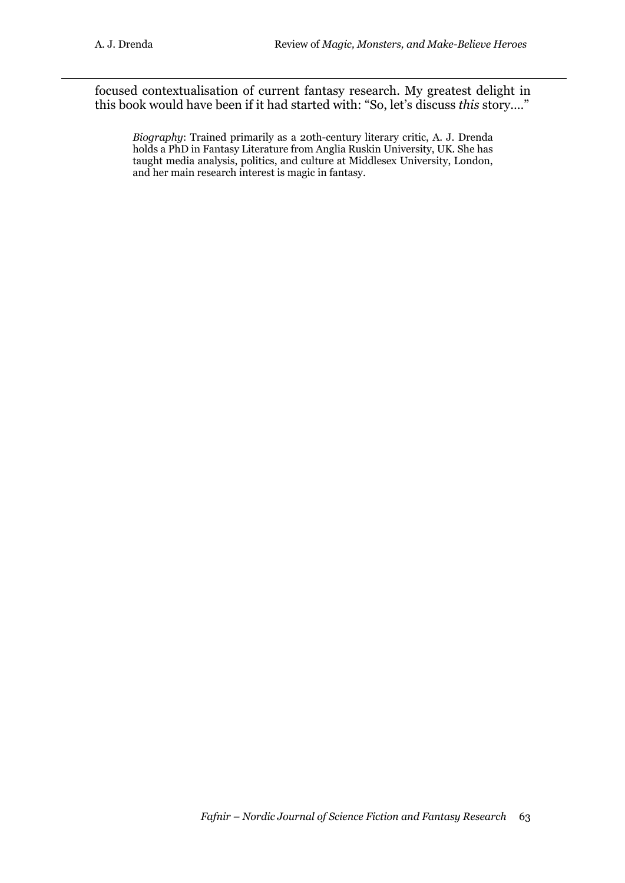focused contextualisation of current fantasy research. My greatest delight in this book would have been if it had started with: "So, let's discuss *this* story...."

*Biography*: Trained primarily as a 20th-century literary critic, A. J. Drenda holds a PhD in Fantasy Literature from Anglia Ruskin University, UK. She has taught media analysis, politics, and culture at Middlesex University, London, and her main research interest is magic in fantasy.